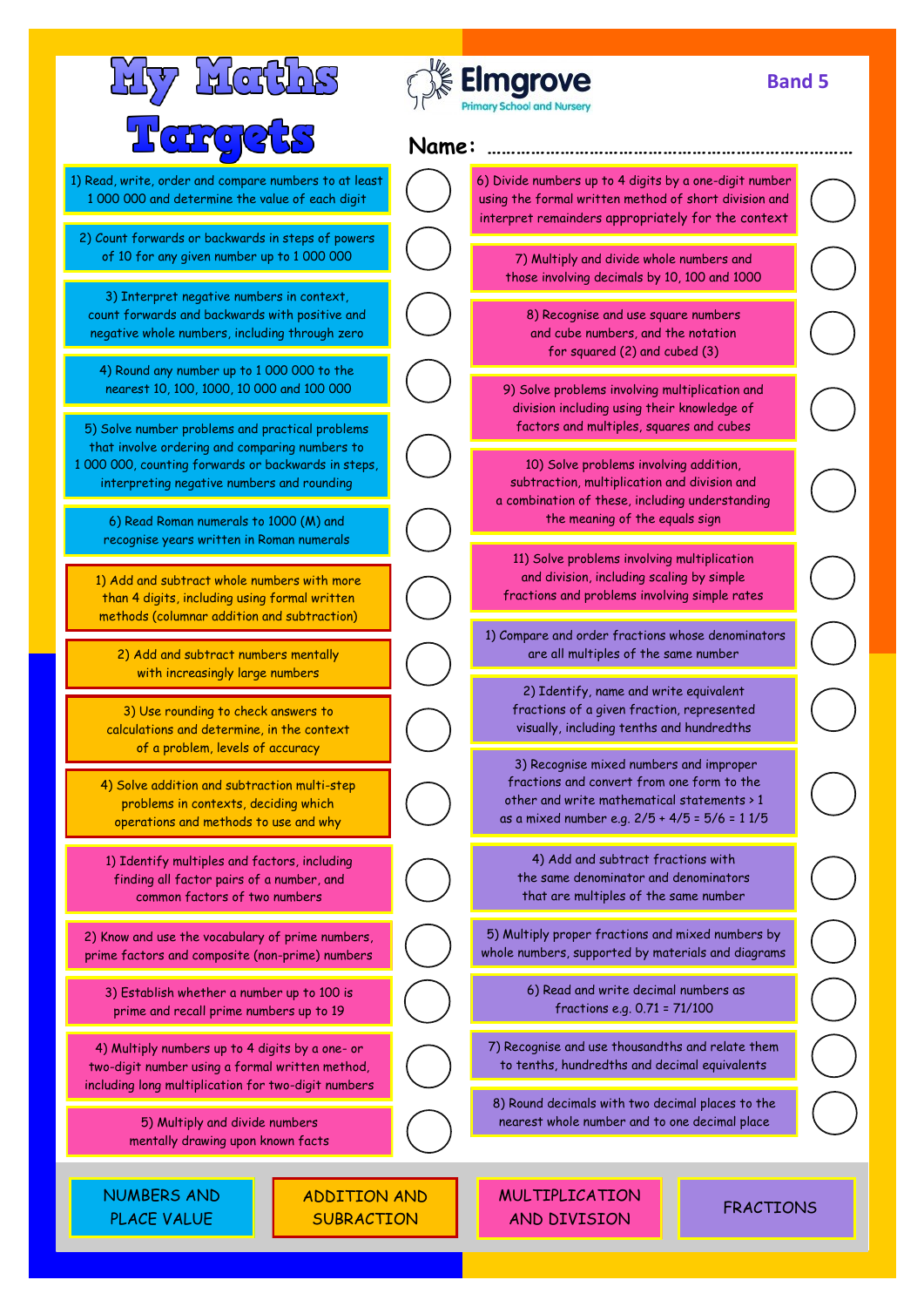# My Maths Targets

**Elmgrove** Primary School and Nursery

**Band 5**

**Name:** ……………………………………………………………………

## Numbers and Place Value

1) Read, write, order and compare numbers to at least 1 000 000 and determine the value of each digit
2) Count forwards or backwards in steps of powers of 10 for any given number up to 1 000 000
3) Interpret negative numbers in context, count forwards and backwards with positive and negative whole numbers, including through zero
4) Round any number up to 1 000 000 to the nearest 10, 100, 1000, 10 000 and 100 000
5) Solve number problems and practical problems that involve ordering and comparing numbers to 1 000 000, counting forwards or backwards in steps, interpreting negative numbers and rounding
6) Read Roman numerals to 1000 (M) and recognise years written in Roman numerals

## Addition and Subraction

1) Add and subtract whole numbers with more than 4 digits, including using formal written methods (columnar addition and subtraction)
2) Add and subtract numbers mentally with increasingly large numbers
3) Use rounding to check answers to calculations and determine, in the context of a problem, levels of accuracy
4) Solve addition and subtraction multi-step problems in contexts, deciding which operations and methods to use and why

## Multiplication and Division

1) Identify multiples and factors, including finding all factor pairs of a number, and common factors of two numbers
2) Know and use the vocabulary of prime numbers, prime factors and composite (non-prime) numbers
3) Establish whether a number up to 100 is prime and recall prime numbers up to 19
4) Multiply numbers up to 4 digits by a one- or two-digit number using a formal written method, including long multiplication for two-digit numbers
5) Multiply and divide numbers mentally drawing upon known facts
6) Divide numbers up to 4 digits by a one-digit number using the formal written method of short division and interpret remainders appropriately for the context
7) Multiply and divide whole numbers and those involving decimals by 10, 100 and 1000
8) Recognise and use square numbers and cube numbers, and the notation for squared ($^2$) and cubed ($^3$)
9) Solve problems involving multiplication and division including using their knowledge of factors and multiples, squares and cubes
10) Solve problems involving addition, subtraction, multiplication and division and a combination of these, including understanding the meaning of the equals sign
11) Solve problems involving multiplication and division, including scaling by simple fractions and problems involving simple rates

## Fractions

1) Compare and order fractions whose denominators are all multiples of the same number
2) Identify, name and write equivalent fractions of a given fraction, represented visually, including tenths and hundredths
3) Recognise mixed numbers and improper fractions and convert from one form to the other and write mathematical statements > 1 as a mixed number e.g. $2/5 + 4/5 = 5/6 = 1\ 1/5$
4) Add and subtract fractions with the same denominator and denominators that are multiples of the same number
5) Multiply proper fractions and mixed numbers by whole numbers, supported by materials and diagrams
6) Read and write decimal numbers as fractions e.g. $0.71 = 71/100$
7) Recognise and use thousandths and relate them to tenths, hundredths and decimal equivalents
8) Round decimals with two decimal places to the nearest whole number and to one decimal place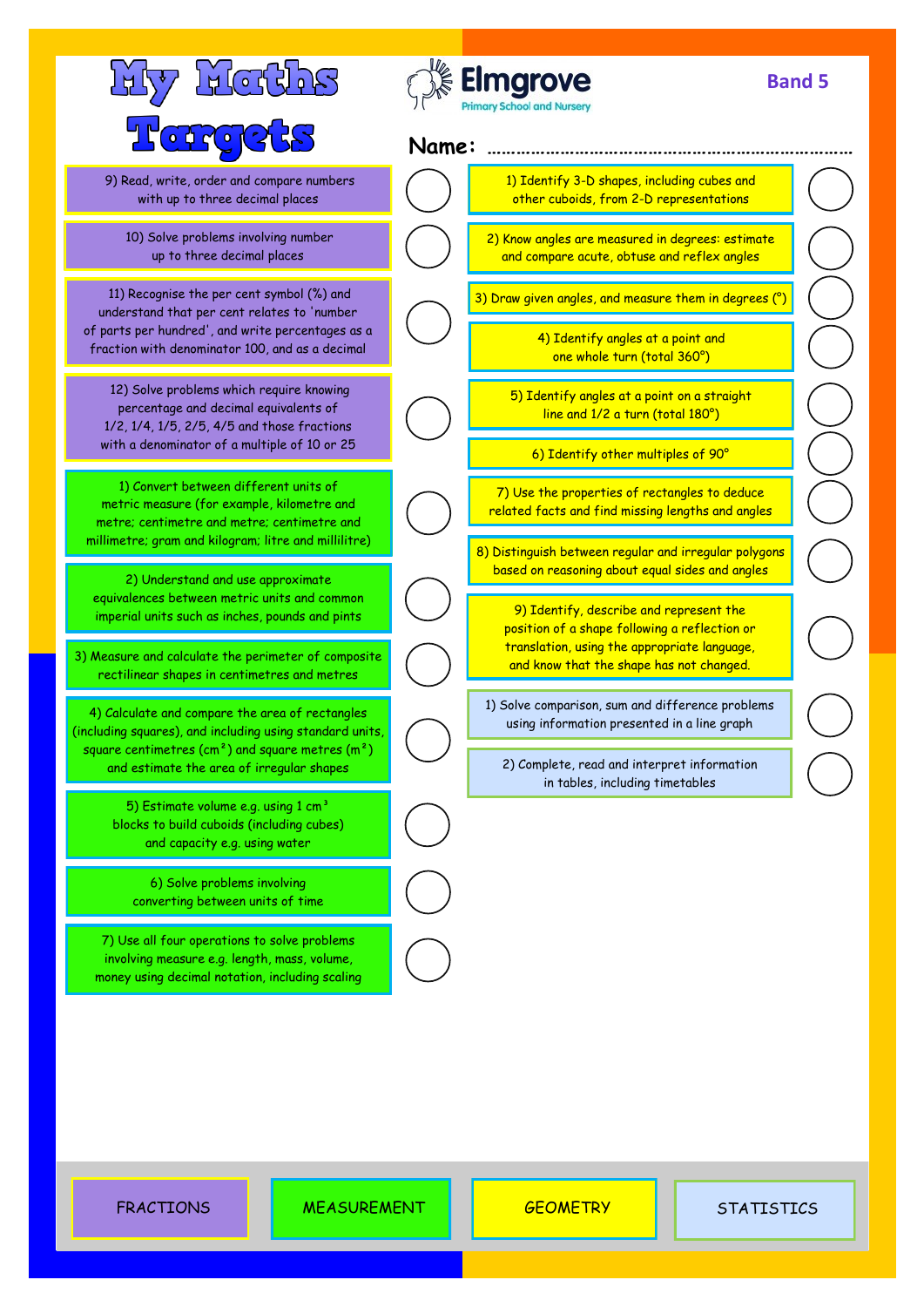# My Maths Targets

Elmgrove Primary School and Nursery

Band 5

Name: ...........................................................................

## Fractions

9) Read, write, order and compare numbers with up to three decimal places

10) Solve problems involving number up to three decimal places

11) Recognise the per cent symbol (%) and understand that per cent relates to 'number of parts per hundred', and write percentages as a fraction with denominator 100, and as a decimal

12) Solve problems which require knowing percentage and decimal equivalents of 1/2, 1/4, 1/5, 2/5, 4/5 and those fractions with a denominator of a multiple of 10 or 25

## Measurement

1) Convert between different units of metric measure (for example, kilometre and metre; centimetre and metre; centimetre and millimetre; gram and kilogram; litre and millilitre)

2) Understand and use approximate equivalences between metric units and common imperial units such as inches, pounds and pints

3) Measure and calculate the perimeter of composite rectilinear shapes in centimetres and metres

4) Calculate and compare the area of rectangles (including squares), and including using standard units, square centimetres ($cm^2$) and square metres ($m^2$) and estimate the area of irregular shapes

5) Estimate volume e.g. using 1 $cm^3$ blocks to build cuboids (including cubes) and capacity e.g. using water

6) Solve problems involving converting between units of time

7) Use all four operations to solve problems involving measure e.g. length, mass, volume, money using decimal notation, including scaling

## Geometry

1) Identify 3-D shapes, including cubes and other cuboids, from 2-D representations

2) Know angles are measured in degrees: estimate and compare acute, obtuse and reflex angles

3) Draw given angles, and measure them in degrees (°)

4) Identify angles at a point and one whole turn (total 360°)

5) Identify angles at a point on a straight line and 1/2 a turn (total 180°)

6) Identify other multiples of 90°

7) Use the properties of rectangles to deduce related facts and find missing lengths and angles

8) Distinguish between regular and irregular polygons based on reasoning about equal sides and angles

9) Identify, describe and represent the position of a shape following a reflection or translation, using the appropriate language, and know that the shape has not changed.

## Statistics

1) Solve comparison, sum and difference problems using information presented in a line graph

2) Complete, read and interpret information in tables, including timetables

FRACTIONS | MEASUREMENT | GEOMETRY | STATISTICS